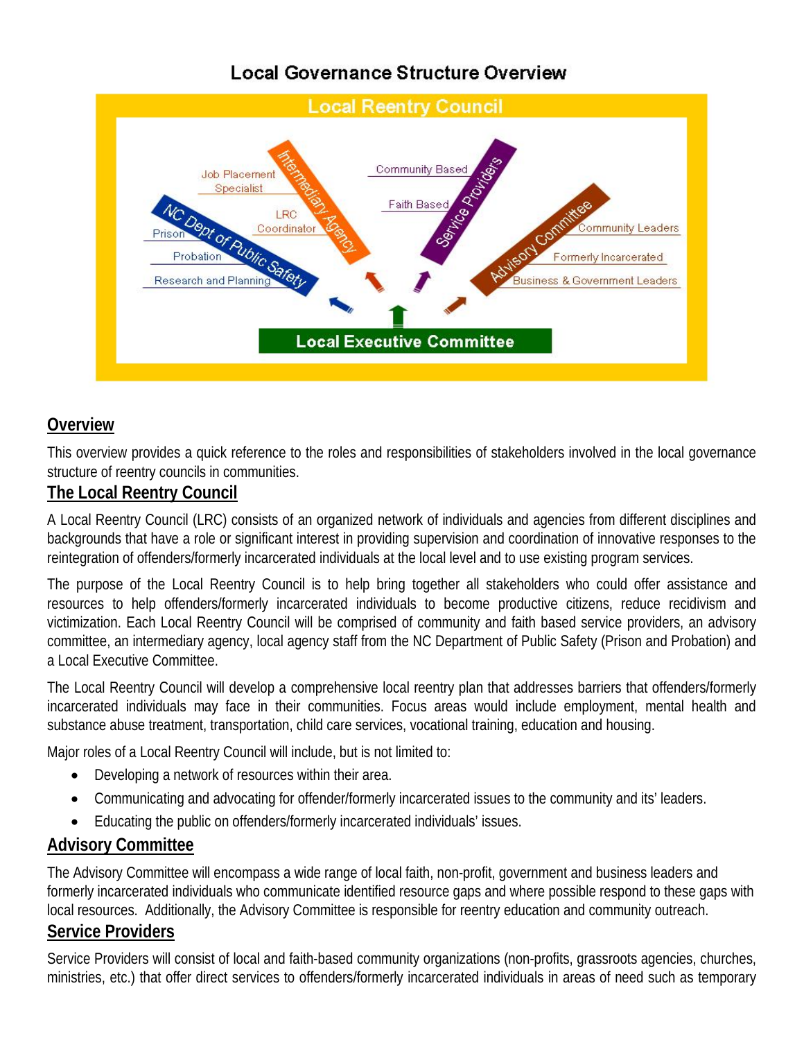# Local Governance Structure Overview

Local Reentry Council

Job Placement Specialist

LRC Coordinator

Intermediary Agency

Community Based

Faith Based

Service Providers

Prison

Probation

Research and Planning

NC Dept of Public Safety

Advisory Committee

Community Leaders

Formerly Incarcerated

Business & Government Leaders

Local Executive Committee

## Overview

This overview provides a quick reference to the roles and responsibilities of stakeholders involved in the local governance structure of reentry councils in communities.

## The Local Reentry Council

A Local Reentry Council (LRC) consists of an organized network of individuals and agencies from different disciplines and backgrounds that have a role or significant interest in providing supervision and coordination of innovative responses to the reintegration of offenders/formerly incarcerated individuals at the local level and to use existing program services.

The purpose of the Local Reentry Council is to help bring together all stakeholders who could offer assistance and resources to help offenders/formerly incarcerated individuals to become productive citizens, reduce recidivism and victimization. Each Local Reentry Council will be comprised of community and faith based service providers, an advisory committee, an intermediary agency, local agency staff from the NC Department of Public Safety (Prison and Probation) and a Local Executive Committee.

The Local Reentry Council will develop a comprehensive local reentry plan that addresses barriers that offenders/formerly incarcerated individuals may face in their communities. Focus areas would include employment, mental health and substance abuse treatment, transportation, child care services, vocational training, education and housing.

Major roles of a Local Reentry Council will include, but is not limited to:

- Developing a network of resources within their area.
- Communicating and advocating for offender/formerly incarcerated issues to the community and its' leaders.
- Educating the public on offenders/formerly incarcerated individuals' issues.

## Advisory Committee

The Advisory Committee will encompass a wide range of local faith, non-profit, government and business leaders and formerly incarcerated individuals who communicate identified resource gaps and where possible respond to these gaps with local resources. Additionally, the Advisory Committee is responsible for reentry education and community outreach.

## Service Providers

Service Providers will consist of local and faith-based community organizations (non-profits, grassroots agencies, churches, ministries, etc.) that offer direct services to offenders/formerly incarcerated individuals in areas of need such as temporary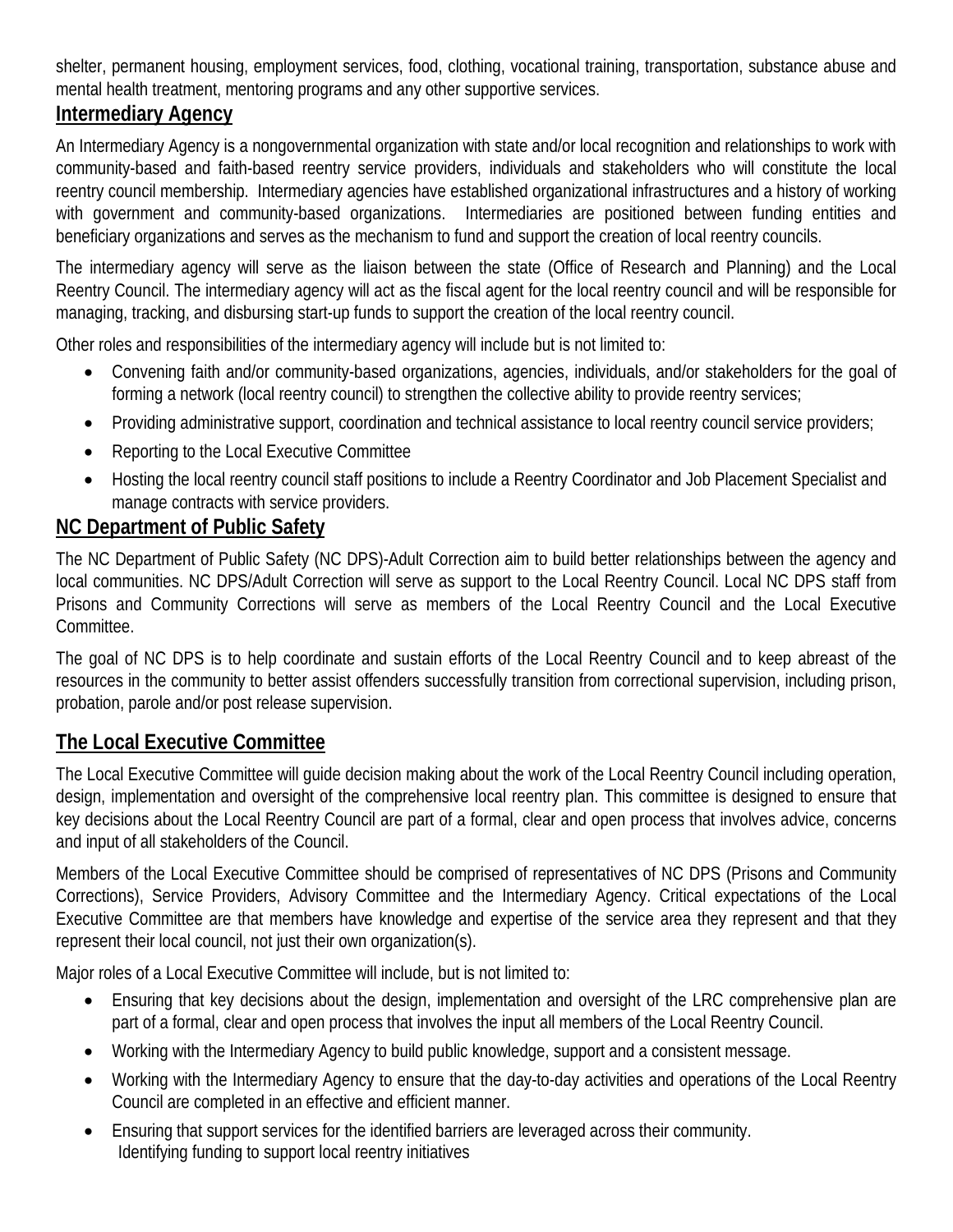shelter, permanent housing, employment services, food, clothing, vocational training, transportation, substance abuse and mental health treatment, mentoring programs and any other supportive services.

## Intermediary Agency

An Intermediary Agency is a nongovernmental organization with state and/or local recognition and relationships to work with community-based and faith-based reentry service providers, individuals and stakeholders who will constitute the local reentry council membership. Intermediary agencies have established organizational infrastructures and a history of working with government and community-based organizations. Intermediaries are positioned between funding entities and beneficiary organizations and serves as the mechanism to fund and support the creation of local reentry councils.

The intermediary agency will serve as the liaison between the state (Office of Research and Planning) and the Local Reentry Council. The intermediary agency will act as the fiscal agent for the local reentry council and will be responsible for managing, tracking, and disbursing start-up funds to support the creation of the local reentry council.

Other roles and responsibilities of the intermediary agency will include but is not limited to:

- Convening faith and/or community-based organizations, agencies, individuals, and/or stakeholders for the goal of forming a network (local reentry council) to strengthen the collective ability to provide reentry services;
- Providing administrative support, coordination and technical assistance to local reentry council service providers;
- Reporting to the Local Executive Committee
- Hosting the local reentry council staff positions to include a Reentry Coordinator and Job Placement Specialist and manage contracts with service providers.

## NC Department of Public Safety

The NC Department of Public Safety (NC DPS)-Adult Correction aim to build better relationships between the agency and local communities. NC DPS/Adult Correction will serve as support to the Local Reentry Council. Local NC DPS staff from Prisons and Community Corrections will serve as members of the Local Reentry Council and the Local Executive Committee.

The goal of NC DPS is to help coordinate and sustain efforts of the Local Reentry Council and to keep abreast of the resources in the community to better assist offenders successfully transition from correctional supervision, including prison, probation, parole and/or post release supervision.

## The Local Executive Committee

The Local Executive Committee will guide decision making about the work of the Local Reentry Council including operation, design, implementation and oversight of the comprehensive local reentry plan. This committee is designed to ensure that key decisions about the Local Reentry Council are part of a formal, clear and open process that involves advice, concerns and input of all stakeholders of the Council.

Members of the Local Executive Committee should be comprised of representatives of NC DPS (Prisons and Community Corrections), Service Providers, Advisory Committee and the Intermediary Agency. Critical expectations of the Local Executive Committee are that members have knowledge and expertise of the service area they represent and that they represent their local council, not just their own organization(s).

Major roles of a Local Executive Committee will include, but is not limited to:

- Ensuring that key decisions about the design, implementation and oversight of the LRC comprehensive plan are part of a formal, clear and open process that involves the input all members of the Local Reentry Council.
- Working with the Intermediary Agency to build public knowledge, support and a consistent message.
- Working with the Intermediary Agency to ensure that the day-to-day activities and operations of the Local Reentry Council are completed in an effective and efficient manner.
- Ensuring that support services for the identified barriers are leveraged across their community.
  Identifying funding to support local reentry initiatives